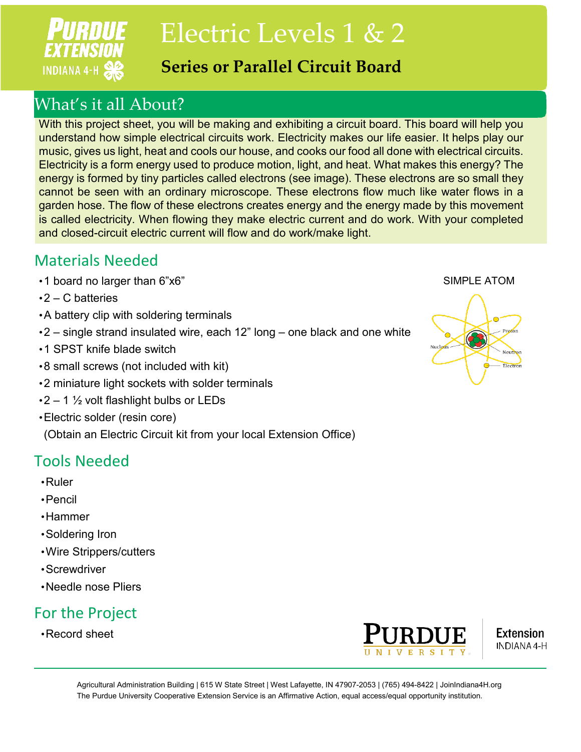# Electric Levels 1 & 2

## Series or Parallel Circuit Board

## What's it all About?

With this project sheet, you will be making and exhibiting a circuit board. This board will help you understand how simple electrical circuits work. Electricity makes our life easier. It helps play our music, gives us light, heat and cools our house, and cooks our food all done with electrical circuits. Electricity is a form energy used to produce motion, light, and heat. What makes this energy? The energy is formed by tiny particles called electrons (see image). These electrons are so small they cannot be seen with an ordinary microscope. These electrons flow much like water flows in a garden hose. The flow of these electrons creates energy and the energy made by this movement is called electricity. When flowing they make electric current and do work. With your completed and closed-circuit electric current will flow and do work/make light.

## Materials Needed

- 1 board no larger than 6"x6"
- 2 – C batteries
- A battery clip with soldering terminals
- 2 – single strand insulated wire, each 12" long – one black and one white
- 1 SPST knife blade switch
- 8 small screws (not included with kit)
- 2 miniature light sockets with solder terminals
- 2 – 1 ½ volt flashlight bulbs or LEDs
- Electric solder (resin core)

(Obtain an Electric Circuit kit from your local Extension Office)

SIMPLE ATOM

Proton, Nucleus, Neutron, Electron

## Tools Needed

- Ruler
- Pencil
- Hammer
- Soldering Iron
- Wire Strippers/cutters
- Screwdriver
- Needle nose Pliers

## For the Project

- Record sheet

Agricultural Administration Building | 615 W State Street | West Lafayette, IN 47907-2053 | (765) 494-8422 | JoinIndiana4H.org
The Purdue University Cooperative Extension Service is an Affirmative Action, equal access/equal opportunity institution.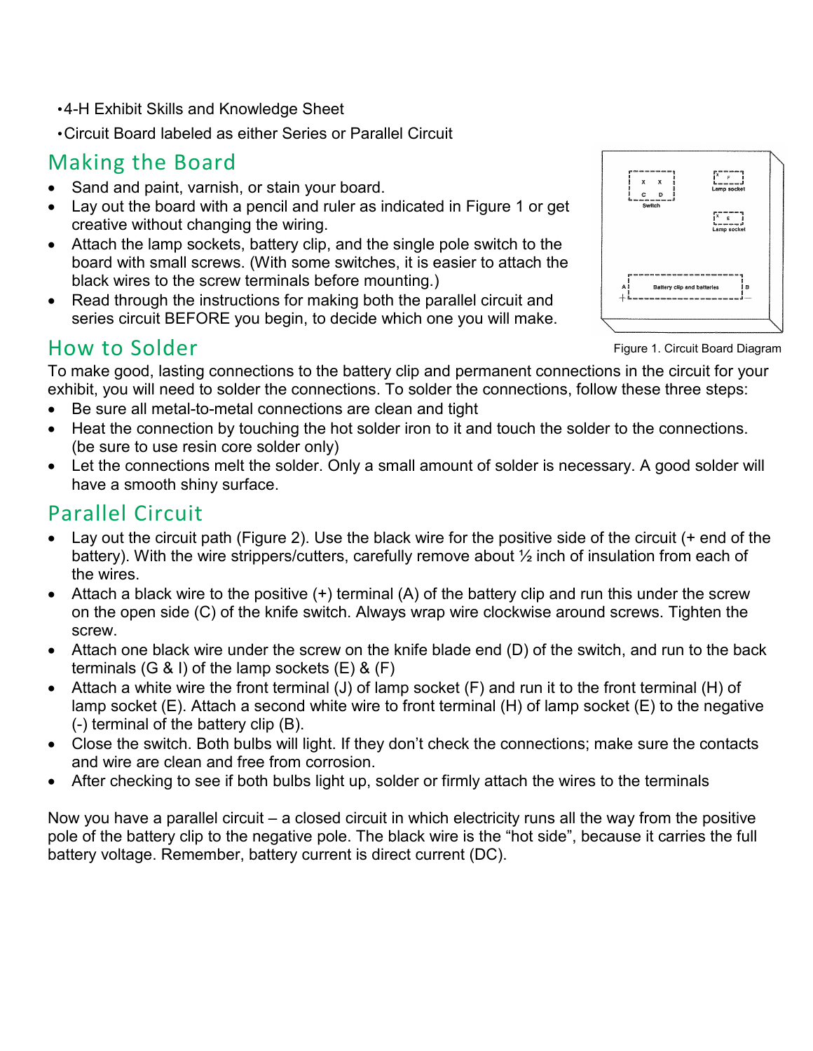- 4-H Exhibit Skills and Knowledge Sheet
- Circuit Board labeled as either Series or Parallel Circuit

## Making the Board

- Sand and paint, varnish, or stain your board.
- Lay out the board with a pencil and ruler as indicated in Figure 1 or get creative without changing the wiring.
- Attach the lamp sockets, battery clip, and the single pole switch to the board with small screws. (With some switches, it is easier to attach the black wires to the screw terminals before mounting.)
- Read through the instructions for making both the parallel circuit and series circuit BEFORE you begin, to decide which one you will make.

Figure 1. Circuit Board Diagram

## How to Solder

To make good, lasting connections to the battery clip and permanent connections in the circuit for your exhibit, you will need to solder the connections. To solder the connections, follow these three steps:

- Be sure all metal-to-metal connections are clean and tight
- Heat the connection by touching the hot solder iron to it and touch the solder to the connections. (be sure to use resin core solder only)
- Let the connections melt the solder. Only a small amount of solder is necessary. A good solder will have a smooth shiny surface.

## Parallel Circuit

- Lay out the circuit path (Figure 2). Use the black wire for the positive side of the circuit (+ end of the battery). With the wire strippers/cutters, carefully remove about ½ inch of insulation from each of the wires.
- Attach a black wire to the positive (+) terminal (A) of the battery clip and run this under the screw on the open side (C) of the knife switch. Always wrap wire clockwise around screws. Tighten the screw.
- Attach one black wire under the screw on the knife blade end (D) of the switch, and run to the back terminals (G & I) of the lamp sockets (E) & (F)
- Attach a white wire the front terminal (J) of lamp socket (F) and run it to the front terminal (H) of lamp socket (E). Attach a second white wire to front terminal (H) of lamp socket (E) to the negative (-) terminal of the battery clip (B).
- Close the switch. Both bulbs will light. If they don't check the connections; make sure the contacts and wire are clean and free from corrosion.
- After checking to see if both bulbs light up, solder or firmly attach the wires to the terminals

Now you have a parallel circuit – a closed circuit in which electricity runs all the way from the positive pole of the battery clip to the negative pole. The black wire is the "hot side", because it carries the full battery voltage. Remember, battery current is direct current (DC).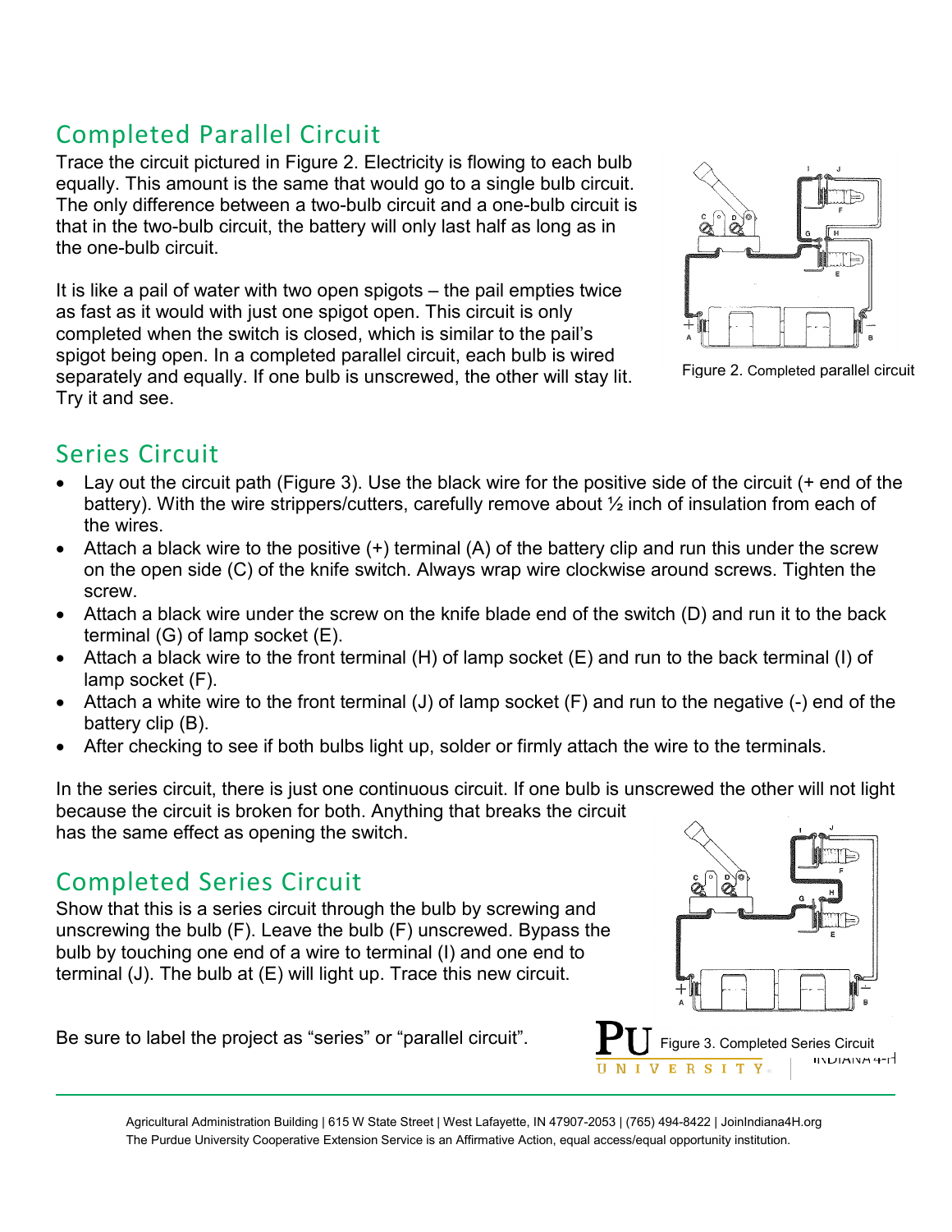## Completed Parallel Circuit

Trace the circuit pictured in Figure 2. Electricity is flowing to each bulb equally. This amount is the same that would go to a single bulb circuit. The only difference between a two-bulb circuit and a one-bulb circuit is that in the two-bulb circuit, the battery will only last half as long as in the one-bulb circuit.

It is like a pail of water with two open spigots – the pail empties twice as fast as it would with just one spigot open. This circuit is only completed when the switch is closed, which is similar to the pail's spigot being open. In a completed parallel circuit, each bulb is wired separately and equally. If one bulb is unscrewed, the other will stay lit. Try it and see.

Figure 2. Completed parallel circuit

## Series Circuit

- Lay out the circuit path (Figure 3). Use the black wire for the positive side of the circuit (+ end of the battery). With the wire strippers/cutters, carefully remove about ½ inch of insulation from each of the wires.
- Attach a black wire to the positive (+) terminal (A) of the battery clip and run this under the screw on the open side (C) of the knife switch. Always wrap wire clockwise around screws. Tighten the screw.
- Attach a black wire under the screw on the knife blade end of the switch (D) and run it to the back terminal (G) of lamp socket (E).
- Attach a black wire to the front terminal (H) of lamp socket (E) and run to the back terminal (I) of lamp socket (F).
- Attach a white wire to the front terminal (J) of lamp socket (F) and run to the negative (-) end of the battery clip (B).
- After checking to see if both bulbs light up, solder or firmly attach the wire to the terminals.

In the series circuit, there is just one continuous circuit. If one bulb is unscrewed the other will not light because the circuit is broken for both. Anything that breaks the circuit has the same effect as opening the switch.

## Completed Series Circuit

Show that this is a series circuit through the bulb by screwing and unscrewing the bulb (F). Leave the bulb (F) unscrewed. Bypass the bulb by touching one end of a wire to terminal (I) and one end to terminal (J). The bulb at (E) will light up. Trace this new circuit.

Be sure to label the project as "series" or "parallel circuit".

Figure 3. Completed Series Circuit